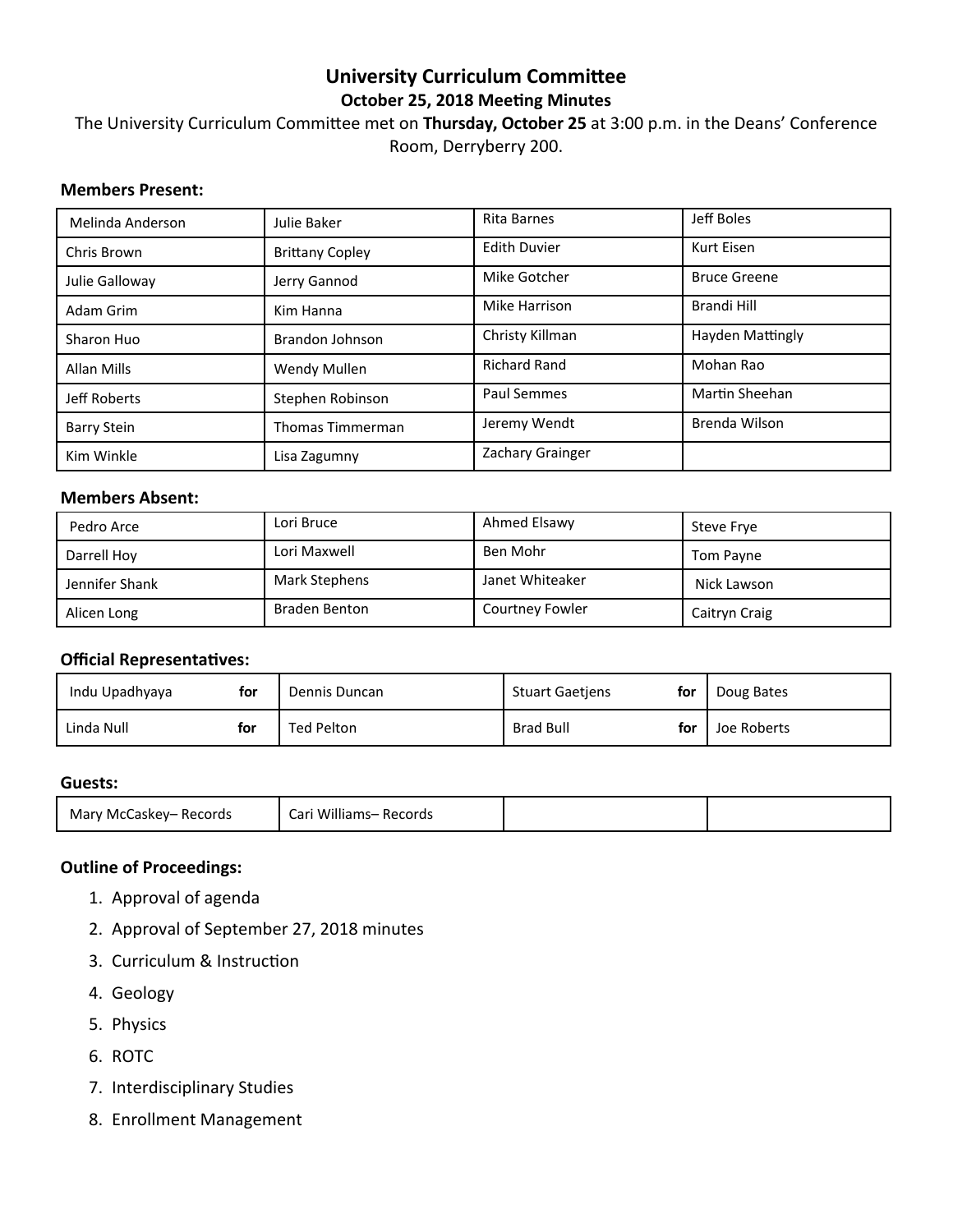# University Curriculum Committee

## October 25, 2018 Meeting Minutes

The University Curriculum Committee met on **Thursday, October 25** at 3:00 p.m. in the Deans' Conference Room, Derryberry 200.

### Members Present:

| | | | |
|---|---|---|---|
| Melinda Anderson | Julie Baker | Rita Barnes | Jeff Boles |
| Chris Brown | Brittany Copley | Edith Duvier | Kurt Eisen |
| Julie Galloway | Jerry Gannod | Mike Gotcher | Bruce Greene |
| Adam Grim | Kim Hanna | Mike Harrison | Brandi Hill |
| Sharon Huo | Brandon Johnson | Christy Killman | Hayden Mattingly |
| Allan Mills | Wendy Mullen | Richard Rand | Mohan Rao |
| Jeff Roberts | Stephen Robinson | Paul Semmes | Martin Sheehan |
| Barry Stein | Thomas Timmerman | Jeremy Wendt | Brenda Wilson |
| Kim Winkle | Lisa Zagumny | Zachary Grainger | |

### Members Absent:

| | | | |
|---|---|---|---|
| Pedro Arce | Lori Bruce | Ahmed Elsawy | Steve Frye |
| Darrell Hoy | Lori Maxwell | Ben Mohr | Tom Payne |
| Jennifer Shank | Mark Stephens | Janet Whiteaker | Nick Lawson |
| Alicen Long | Braden Benton | Courtney Fowler | Caitryn Craig |

### Official Representatives:

| | | | | | |
|---|---|---|---|---|---|
| Indu Upadhyaya | **for** | Dennis Duncan | Stuart Gaetjens | **for** | Doug Bates |
| Linda Null | **for** | Ted Pelton | Brad Bull | **for** | Joe Roberts |

### Guests:

| | | | |
|---|---|---|---|
| Mary McCaskey– Records | Cari Williams– Records | | |

### Outline of Proceedings:

1. Approval of agenda
2. Approval of September 27, 2018 minutes
3. Curriculum & Instruction
4. Geology
5. Physics
6. ROTC
7. Interdisciplinary Studies
8. Enrollment Management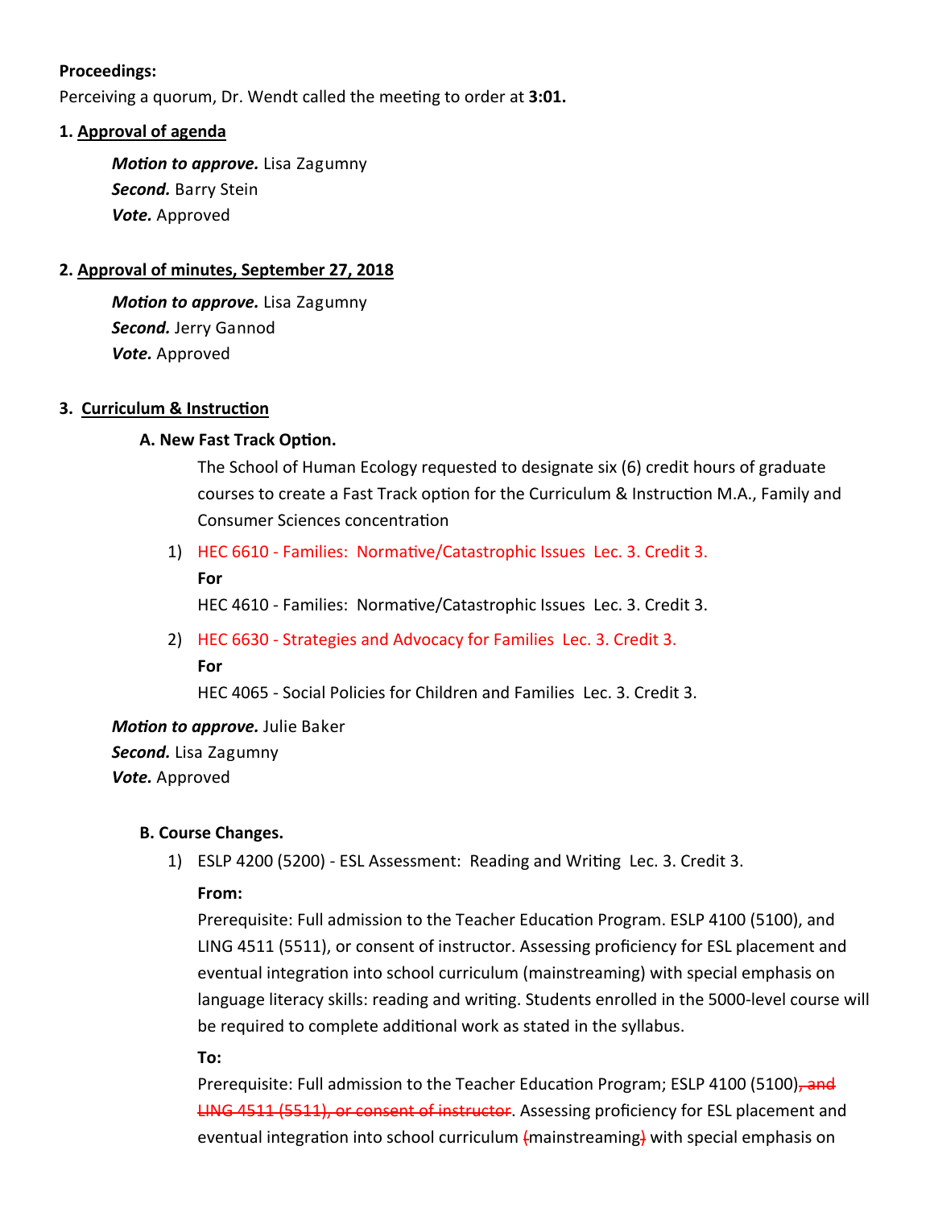**Proceedings:**

Perceiving a quorum, Dr. Wendt called the meeting to order at **3:01.**

**1. Approval of agenda**

***Motion to approve.*** Lisa Zagumny
***Second.*** Barry Stein
***Vote.*** Approved

**2. Approval of minutes, September 27, 2018**

***Motion to approve.*** Lisa Zagumny
***Second.*** Jerry Gannod
***Vote.*** Approved

**3. Curriculum & Instruction**

**A. New Fast Track Option.**

The School of Human Ecology requested to designate six (6) credit hours of graduate courses to create a Fast Track option for the Curriculum & Instruction M.A., Family and Consumer Sciences concentration

1) HEC 6610 - Families: Normative/Catastrophic Issues Lec. 3. Credit 3.

   **For**

   HEC 4610 - Families: Normative/Catastrophic Issues Lec. 3. Credit 3.

2) HEC 6630 - Strategies and Advocacy for Families Lec. 3. Credit 3.

   **For**

   HEC 4065 - Social Policies for Children and Families Lec. 3. Credit 3.

***Motion to approve.*** Julie Baker
***Second.*** Lisa Zagumny
***Vote.*** Approved

**B. Course Changes.**

1) ESLP 4200 (5200) - ESL Assessment: Reading and Writing Lec. 3. Credit 3.

   **From:**

   Prerequisite: Full admission to the Teacher Education Program. ESLP 4100 (5100), and LING 4511 (5511), or consent of instructor. Assessing proficiency for ESL placement and eventual integration into school curriculum (mainstreaming) with special emphasis on language literacy skills: reading and writing. Students enrolled in the 5000-level course will be required to complete additional work as stated in the syllabus.

   **To:**

   Prerequisite: Full admission to the Teacher Education Program; ESLP 4100 (5100)~~, and LING 4511 (5511), or consent of instructor~~. Assessing proficiency for ESL placement and eventual integration into school curriculum ~~(~~mainstreaming~~)~~ with special emphasis on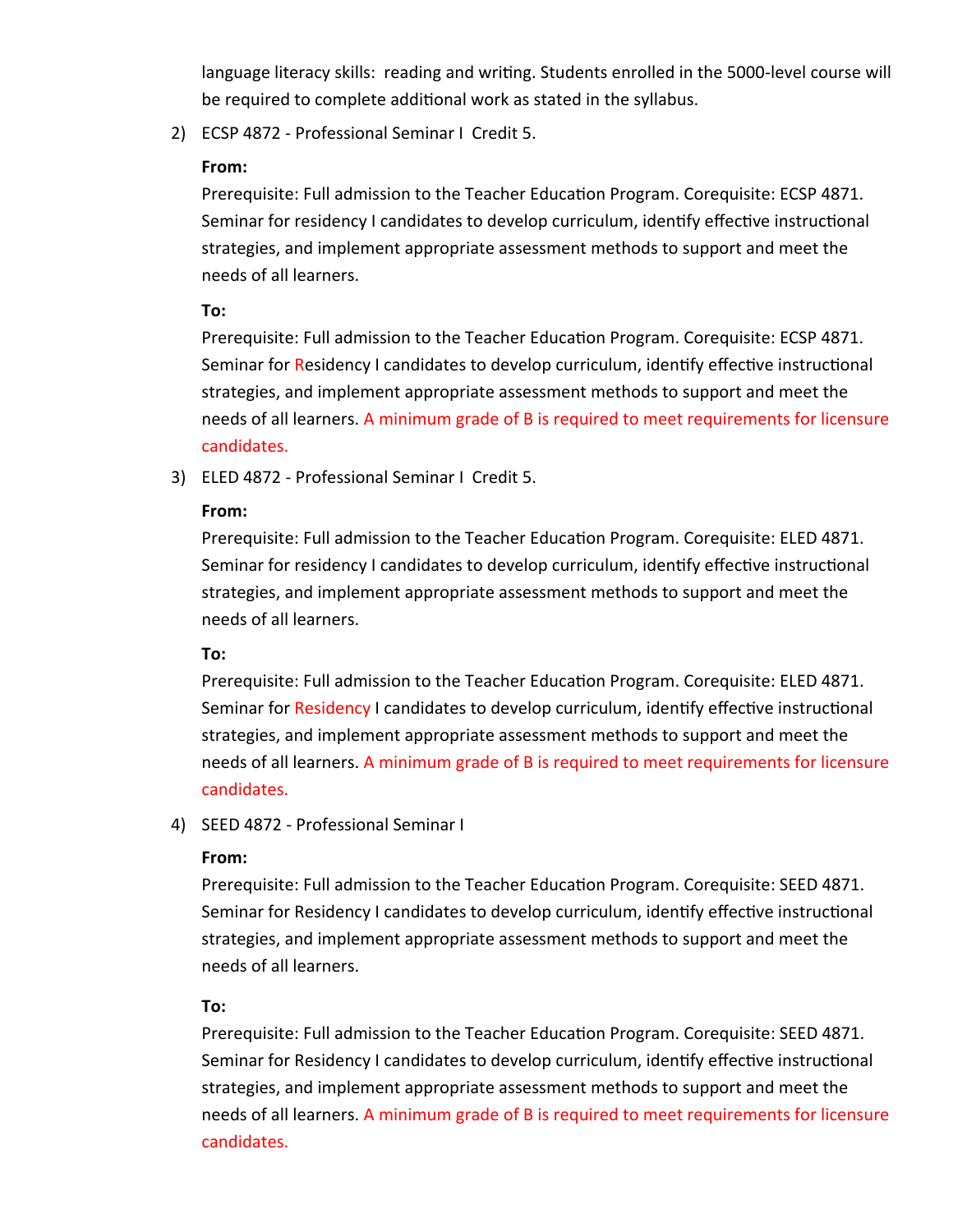language literacy skills: reading and writing. Students enrolled in the 5000-level course will be required to complete additional work as stated in the syllabus.

2) ECSP 4872 - Professional Seminar I Credit 5.

**From:**

Prerequisite: Full admission to the Teacher Education Program. Corequisite: ECSP 4871. Seminar for residency I candidates to develop curriculum, identify effective instructional strategies, and implement appropriate assessment methods to support and meet the needs of all learners.

**To:**

Prerequisite: Full admission to the Teacher Education Program. Corequisite: ECSP 4871. Seminar for Residency I candidates to develop curriculum, identify effective instructional strategies, and implement appropriate assessment methods to support and meet the needs of all learners. A minimum grade of B is required to meet requirements for licensure candidates.

3) ELED 4872 - Professional Seminar I Credit 5.

**From:**

Prerequisite: Full admission to the Teacher Education Program. Corequisite: ELED 4871. Seminar for residency I candidates to develop curriculum, identify effective instructional strategies, and implement appropriate assessment methods to support and meet the needs of all learners.

**To:**

Prerequisite: Full admission to the Teacher Education Program. Corequisite: ELED 4871. Seminar for Residency I candidates to develop curriculum, identify effective instructional strategies, and implement appropriate assessment methods to support and meet the needs of all learners. A minimum grade of B is required to meet requirements for licensure candidates.

4) SEED 4872 - Professional Seminar I

**From:**

Prerequisite: Full admission to the Teacher Education Program. Corequisite: SEED 4871. Seminar for Residency I candidates to develop curriculum, identify effective instructional strategies, and implement appropriate assessment methods to support and meet the needs of all learners.

**To:**

Prerequisite: Full admission to the Teacher Education Program. Corequisite: SEED 4871. Seminar for Residency I candidates to develop curriculum, identify effective instructional strategies, and implement appropriate assessment methods to support and meet the needs of all learners. A minimum grade of B is required to meet requirements for licensure candidates.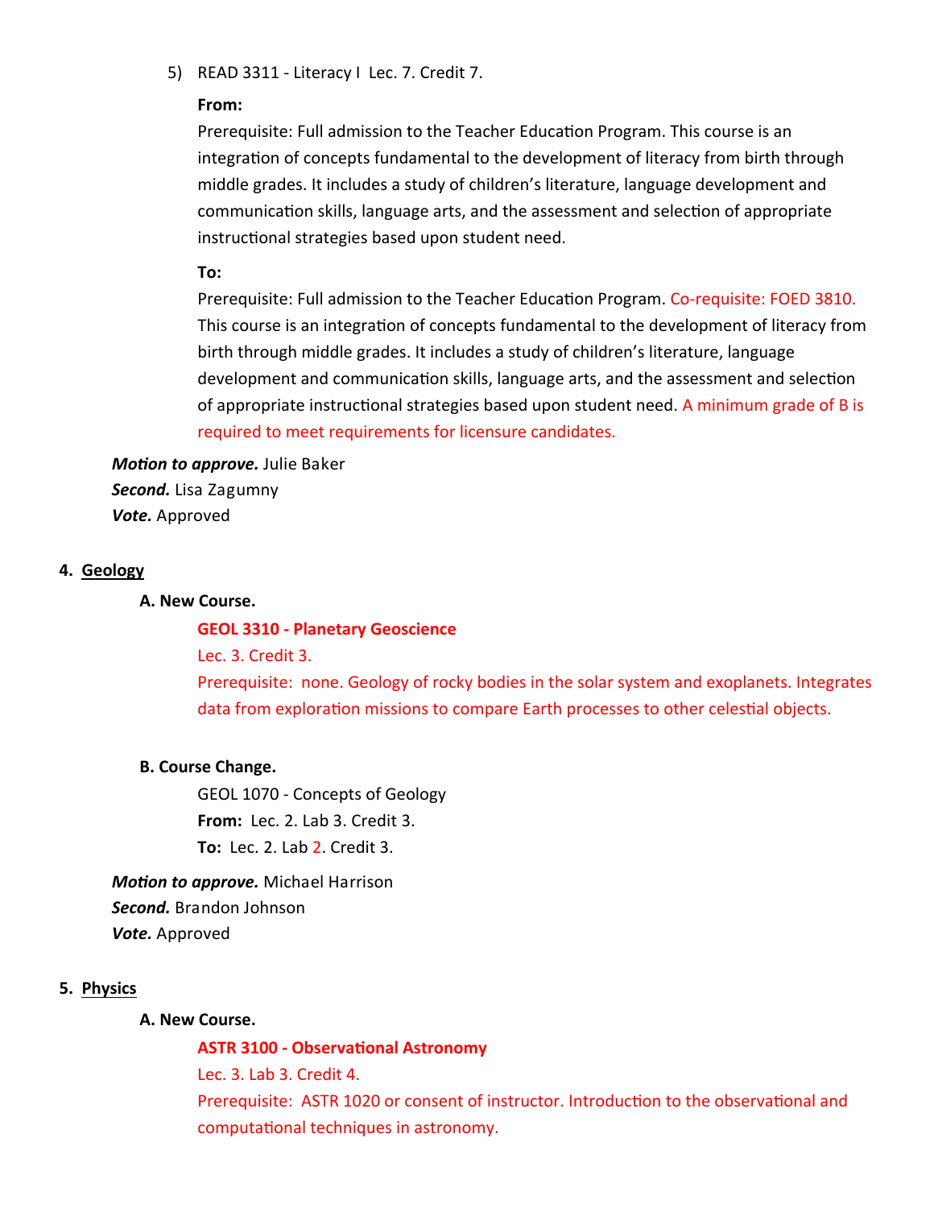5) READ 3311 - Literacy I  Lec. 7. Credit 7.

**From:**

Prerequisite: Full admission to the Teacher Education Program. This course is an integration of concepts fundamental to the development of literacy from birth through middle grades. It includes a study of children's literature, language development and communication skills, language arts, and the assessment and selection of appropriate instructional strategies based upon student need.

**To:**

Prerequisite: Full admission to the Teacher Education Program. Co-requisite: FOED 3810. This course is an integration of concepts fundamental to the development of literacy from birth through middle grades. It includes a study of children's literature, language development and communication skills, language arts, and the assessment and selection of appropriate instructional strategies based upon student need. A minimum grade of B is required to meet requirements for licensure candidates.

***Motion to approve.*** Julie Baker
***Second.*** Lisa Zagumny
***Vote.*** Approved

## 4. Geology

### A. New Course.

**GEOL 3310 - Planetary Geoscience**

Lec. 3. Credit 3.

Prerequisite: none. Geology of rocky bodies in the solar system and exoplanets. Integrates data from exploration missions to compare Earth processes to other celestial objects.

### B. Course Change.

GEOL 1070 - Concepts of Geology

**From:** Lec. 2. Lab 3. Credit 3.

**To:** Lec. 2. Lab 2. Credit 3.

***Motion to approve.*** Michael Harrison
***Second.*** Brandon Johnson
***Vote.*** Approved

## 5. Physics

### A. New Course.

**ASTR 3100 - Observational Astronomy**

Lec. 3. Lab 3. Credit 4.

Prerequisite: ASTR 1020 or consent of instructor. Introduction to the observational and computational techniques in astronomy.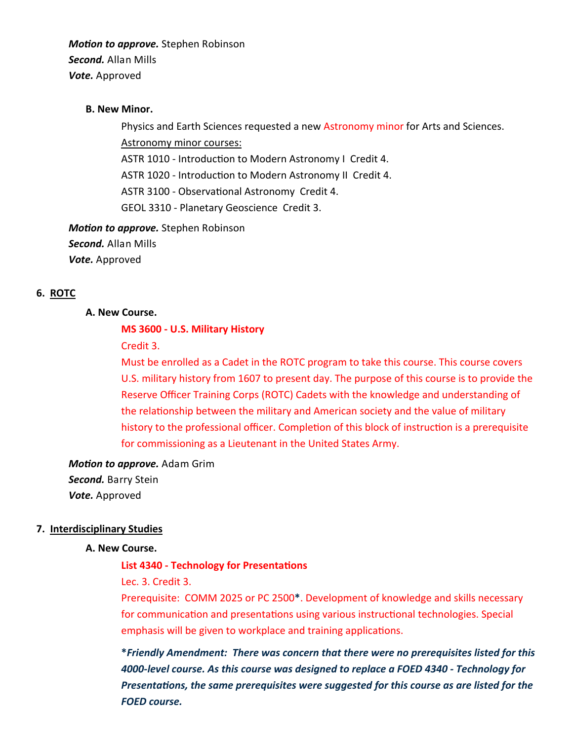***Motion to approve.*** Stephen Robinson
***Second.*** Allan Mills
***Vote.*** Approved

**B. New Minor.**

Physics and Earth Sciences requested a new Astronomy minor for Arts and Sciences.

Astronomy minor courses:

ASTR 1010 - Introduction to Modern Astronomy I Credit 4.
ASTR 1020 - Introduction to Modern Astronomy II Credit 4.
ASTR 3100 - Observational Astronomy Credit 4.
GEOL 3310 - Planetary Geoscience Credit 3.

***Motion to approve.*** Stephen Robinson
***Second.*** Allan Mills
***Vote.*** Approved

## 6. ROTC

**A. New Course.**

**MS 3600 - U.S. Military History**

Credit 3.

Must be enrolled as a Cadet in the ROTC program to take this course. This course covers U.S. military history from 1607 to present day. The purpose of this course is to provide the Reserve Officer Training Corps (ROTC) Cadets with the knowledge and understanding of the relationship between the military and American society and the value of military history to the professional officer. Completion of this block of instruction is a prerequisite for commissioning as a Lieutenant in the United States Army.

***Motion to approve.*** Adam Grim
***Second.*** Barry Stein
***Vote.*** Approved

## 7. Interdisciplinary Studies

**A. New Course.**

**List 4340 - Technology for Presentations**

Lec. 3. Credit 3.

Prerequisite: COMM 2025 or PC 2500**\***. Development of knowledge and skills necessary for communication and presentations using various instructional technologies. Special emphasis will be given to workplace and training applications.

***\*Friendly Amendment: There was concern that there were no prerequisites listed for this 4000-level course. As this course was designed to replace a FOED 4340 - Technology for Presentations, the same prerequisites were suggested for this course as are listed for the FOED course.***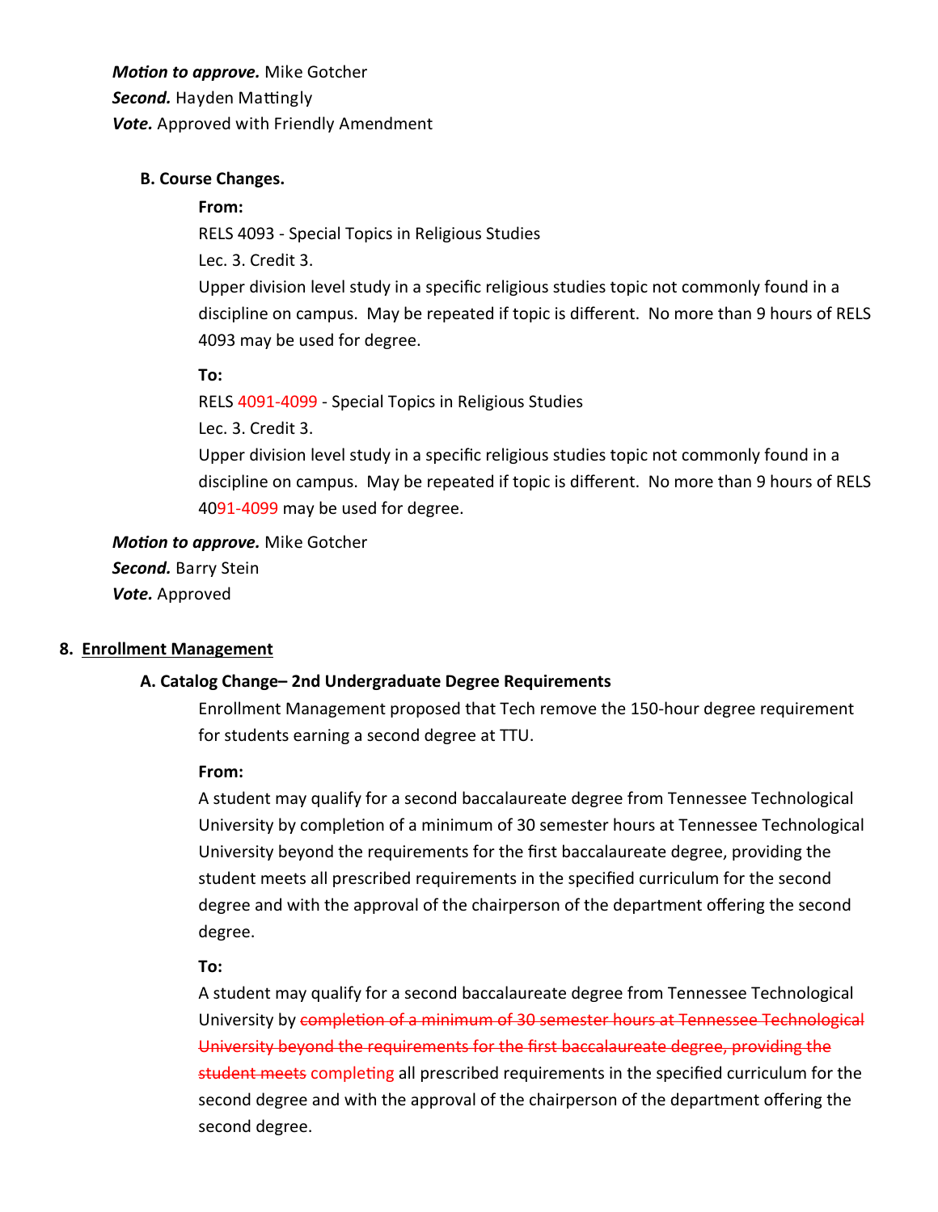***Motion to approve.*** Mike Gotcher
***Second.*** Hayden Mattingly
***Vote.*** Approved with Friendly Amendment

**B. Course Changes.**

**From:**

RELS 4093 - Special Topics in Religious Studies

Lec. 3. Credit 3.

Upper division level study in a specific religious studies topic not commonly found in a discipline on campus. May be repeated if topic is different. No more than 9 hours of RELS 4093 may be used for degree.

**To:**

RELS 4091-4099 - Special Topics in Religious Studies

Lec. 3. Credit 3.

Upper division level study in a specific religious studies topic not commonly found in a discipline on campus. May be repeated if topic is different. No more than 9 hours of RELS 4091-4099 may be used for degree.

***Motion to approve.*** Mike Gotcher
***Second.*** Barry Stein
***Vote.*** Approved

8. **Enrollment Management**

**A. Catalog Change– 2nd Undergraduate Degree Requirements**

Enrollment Management proposed that Tech remove the 150-hour degree requirement for students earning a second degree at TTU.

**From:**

A student may qualify for a second baccalaureate degree from Tennessee Technological University by completion of a minimum of 30 semester hours at Tennessee Technological University beyond the requirements for the first baccalaureate degree, providing the student meets all prescribed requirements in the specified curriculum for the second degree and with the approval of the chairperson of the department offering the second degree.

**To:**

A student may qualify for a second baccalaureate degree from Tennessee Technological University by ~~completion of a minimum of 30 semester hours at Tennessee Technological University beyond the requirements for the first baccalaureate degree, providing the student meets~~ completing all prescribed requirements in the specified curriculum for the second degree and with the approval of the chairperson of the department offering the second degree.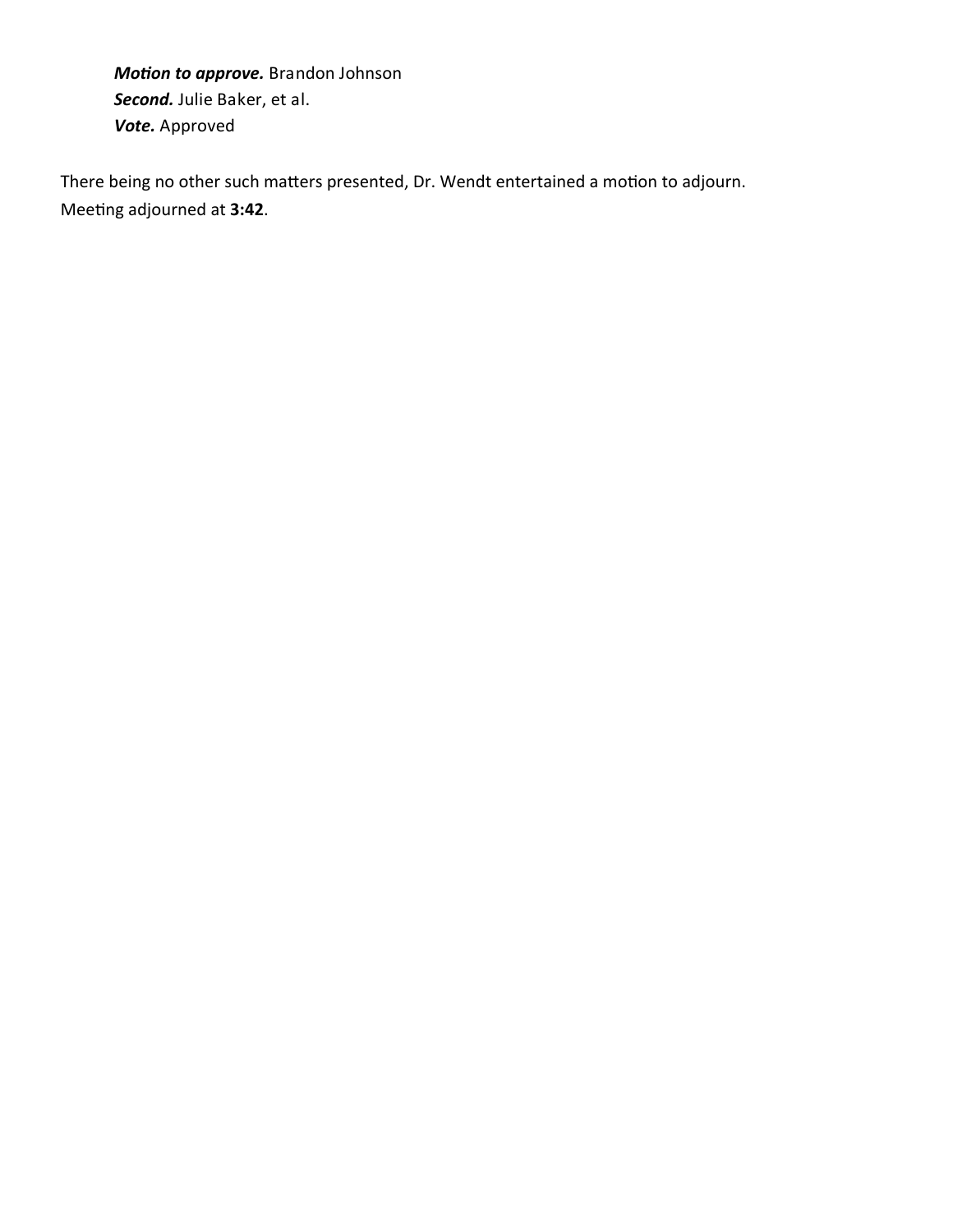***Motion to approve.*** Brandon Johnson
***Second.*** Julie Baker, et al.
***Vote.*** Approved

There being no other such matters presented, Dr. Wendt entertained a motion to adjourn.
Meeting adjourned at **3:42**.